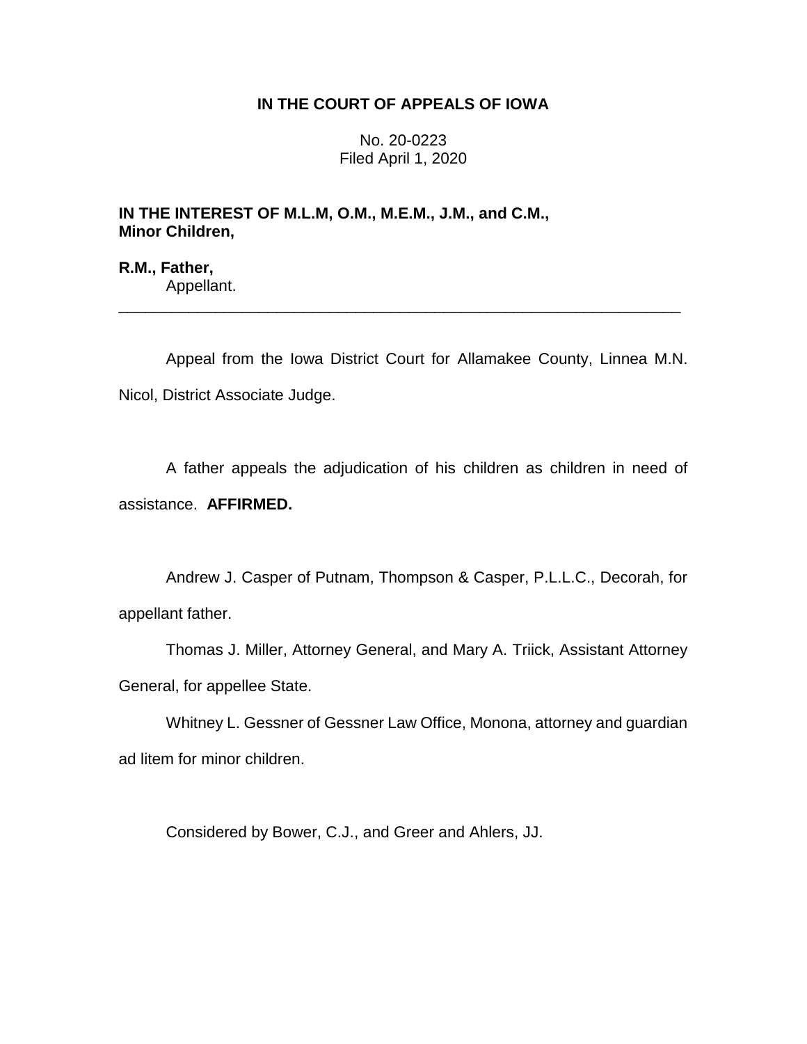# IN THE COURT OF APPEALS OF IOWA

No. 20-0223
Filed April 1, 2020

**IN THE INTEREST OF M.L.M, O.M., M.E.M., J.M., and C.M., Minor Children,**

**R.M., Father,**
Appellant.

---

Appeal from the Iowa District Court for Allamakee County, Linnea M.N. Nicol, District Associate Judge.

A father appeals the adjudication of his children as children in need of assistance. **AFFIRMED.**

Andrew J. Casper of Putnam, Thompson & Casper, P.L.L.C., Decorah, for appellant father.

Thomas J. Miller, Attorney General, and Mary A. Triick, Assistant Attorney General, for appellee State.

Whitney L. Gessner of Gessner Law Office, Monona, attorney and guardian ad litem for minor children.

Considered by Bower, C.J., and Greer and Ahlers, JJ.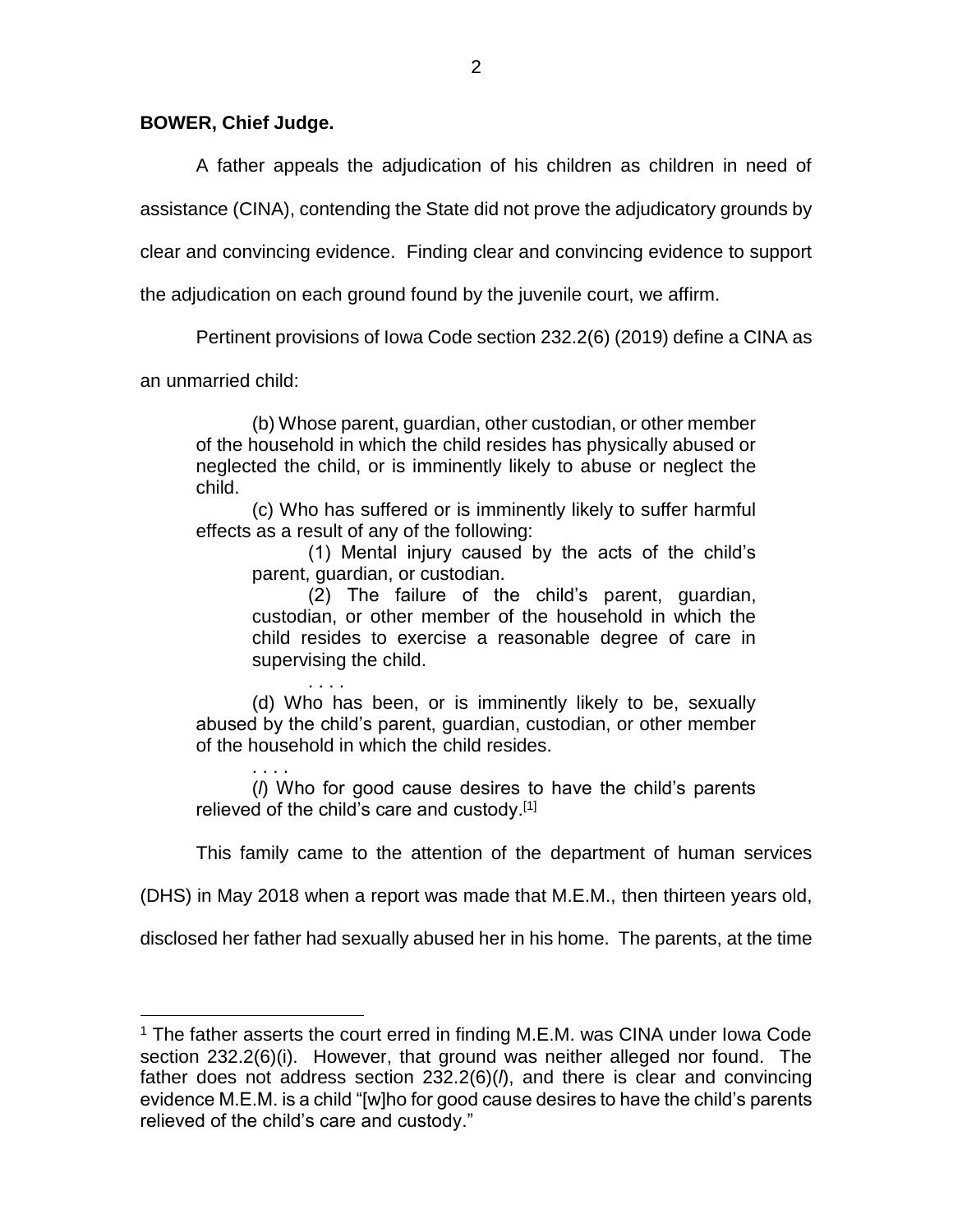**BOWER, Chief Judge.**

A father appeals the adjudication of his children as children in need of assistance (CINA), contending the State did not prove the adjudicatory grounds by clear and convincing evidence. Finding clear and convincing evidence to support the adjudication on each ground found by the juvenile court, we affirm.

Pertinent provisions of Iowa Code section 232.2(6) (2019) define a CINA as an unmarried child:

> (b) Whose parent, guardian, other custodian, or other member of the household in which the child resides has physically abused or neglected the child, or is imminently likely to abuse or neglect the child.
>
> (c) Who has suffered or is imminently likely to suffer harmful effects as a result of any of the following:
>
> > (1) Mental injury caused by the acts of the child's parent, guardian, or custodian.
> >
> > (2) The failure of the child's parent, guardian, custodian, or other member of the household in which the child resides to exercise a reasonable degree of care in supervising the child.
> >
> > . . . .
>
> (d) Who has been, or is imminently likely to be, sexually abused by the child's parent, guardian, custodian, or other member of the household in which the child resides.
>
> . . . .
>
> (*l*) Who for good cause desires to have the child's parents relieved of the child's care and custody.[1]

This family came to the attention of the department of human services (DHS) in May 2018 when a report was made that M.E.M., then thirteen years old, disclosed her father had sexually abused her in his home. The parents, at the time

---

[1] The father asserts the court erred in finding M.E.M. was CINA under Iowa Code section 232.2(6)(i). However, that ground was neither alleged nor found. The father does not address section 232.2(6)(*l*), and there is clear and convincing evidence M.E.M. is a child "[w]ho for good cause desires to have the child's parents relieved of the child's care and custody."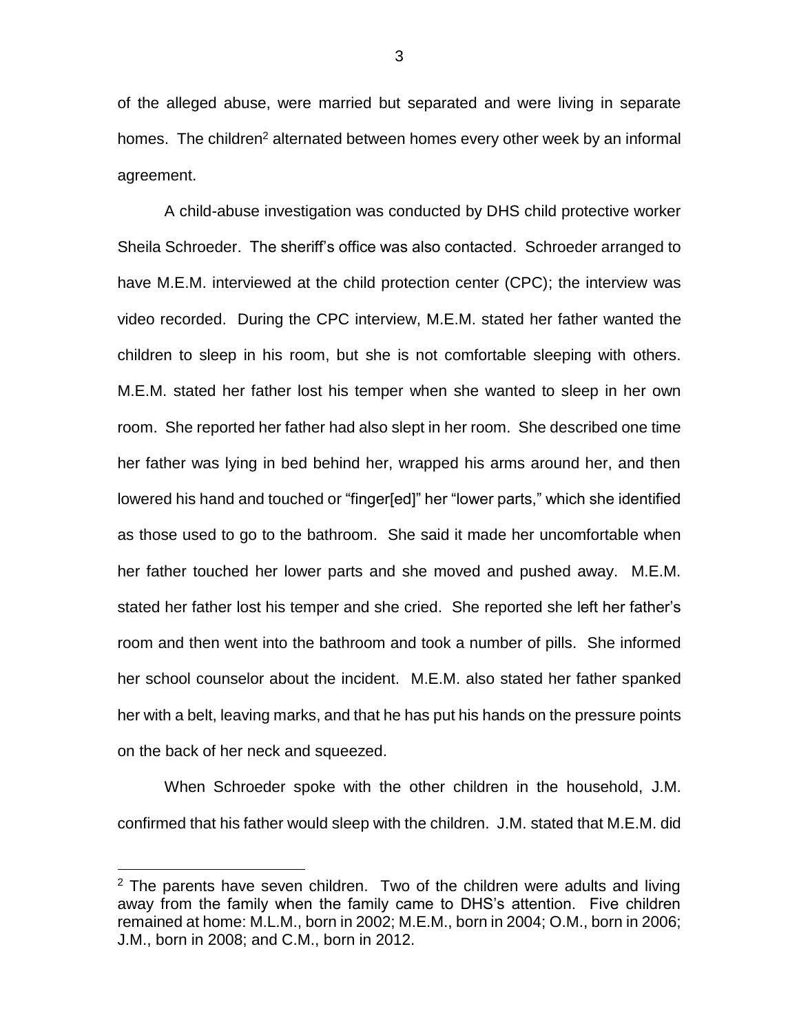of the alleged abuse, were married but separated and were living in separate homes. The children[2] alternated between homes every other week by an informal agreement.

A child-abuse investigation was conducted by DHS child protective worker Sheila Schroeder. The sheriff's office was also contacted. Schroeder arranged to have M.E.M. interviewed at the child protection center (CPC); the interview was video recorded. During the CPC interview, M.E.M. stated her father wanted the children to sleep in his room, but she is not comfortable sleeping with others. M.E.M. stated her father lost his temper when she wanted to sleep in her own room. She reported her father had also slept in her room. She described one time her father was lying in bed behind her, wrapped his arms around her, and then lowered his hand and touched or "finger[ed]" her "lower parts," which she identified as those used to go to the bathroom. She said it made her uncomfortable when her father touched her lower parts and she moved and pushed away. M.E.M. stated her father lost his temper and she cried. She reported she left her father's room and then went into the bathroom and took a number of pills. She informed her school counselor about the incident. M.E.M. also stated her father spanked her with a belt, leaving marks, and that he has put his hands on the pressure points on the back of her neck and squeezed.

When Schroeder spoke with the other children in the household, J.M. confirmed that his father would sleep with the children. J.M. stated that M.E.M. did

---

[2] The parents have seven children. Two of the children were adults and living away from the family when the family came to DHS's attention. Five children remained at home: M.L.M., born in 2002; M.E.M., born in 2004; O.M., born in 2006; J.M., born in 2008; and C.M., born in 2012.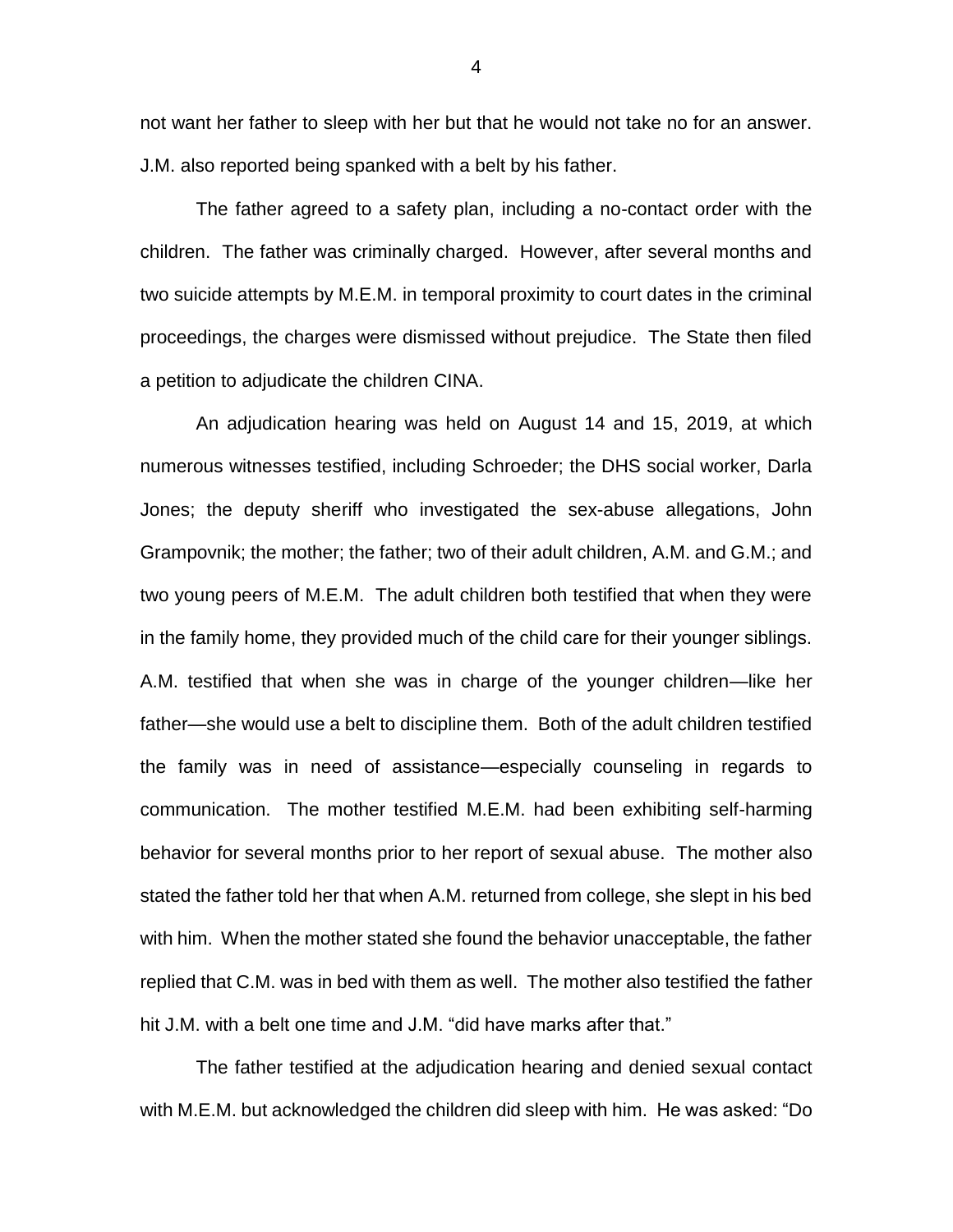not want her father to sleep with her but that he would not take no for an answer. J.M. also reported being spanked with a belt by his father.

The father agreed to a safety plan, including a no-contact order with the children. The father was criminally charged. However, after several months and two suicide attempts by M.E.M. in temporal proximity to court dates in the criminal proceedings, the charges were dismissed without prejudice. The State then filed a petition to adjudicate the children CINA.

An adjudication hearing was held on August 14 and 15, 2019, at which numerous witnesses testified, including Schroeder; the DHS social worker, Darla Jones; the deputy sheriff who investigated the sex-abuse allegations, John Grampovnik; the mother; the father; two of their adult children, A.M. and G.M.; and two young peers of M.E.M. The adult children both testified that when they were in the family home, they provided much of the child care for their younger siblings. A.M. testified that when she was in charge of the younger children—like her father—she would use a belt to discipline them. Both of the adult children testified the family was in need of assistance—especially counseling in regards to communication. The mother testified M.E.M. had been exhibiting self-harming behavior for several months prior to her report of sexual abuse. The mother also stated the father told her that when A.M. returned from college, she slept in his bed with him. When the mother stated she found the behavior unacceptable, the father replied that C.M. was in bed with them as well. The mother also testified the father hit J.M. with a belt one time and J.M. "did have marks after that."

The father testified at the adjudication hearing and denied sexual contact with M.E.M. but acknowledged the children did sleep with him. He was asked: "Do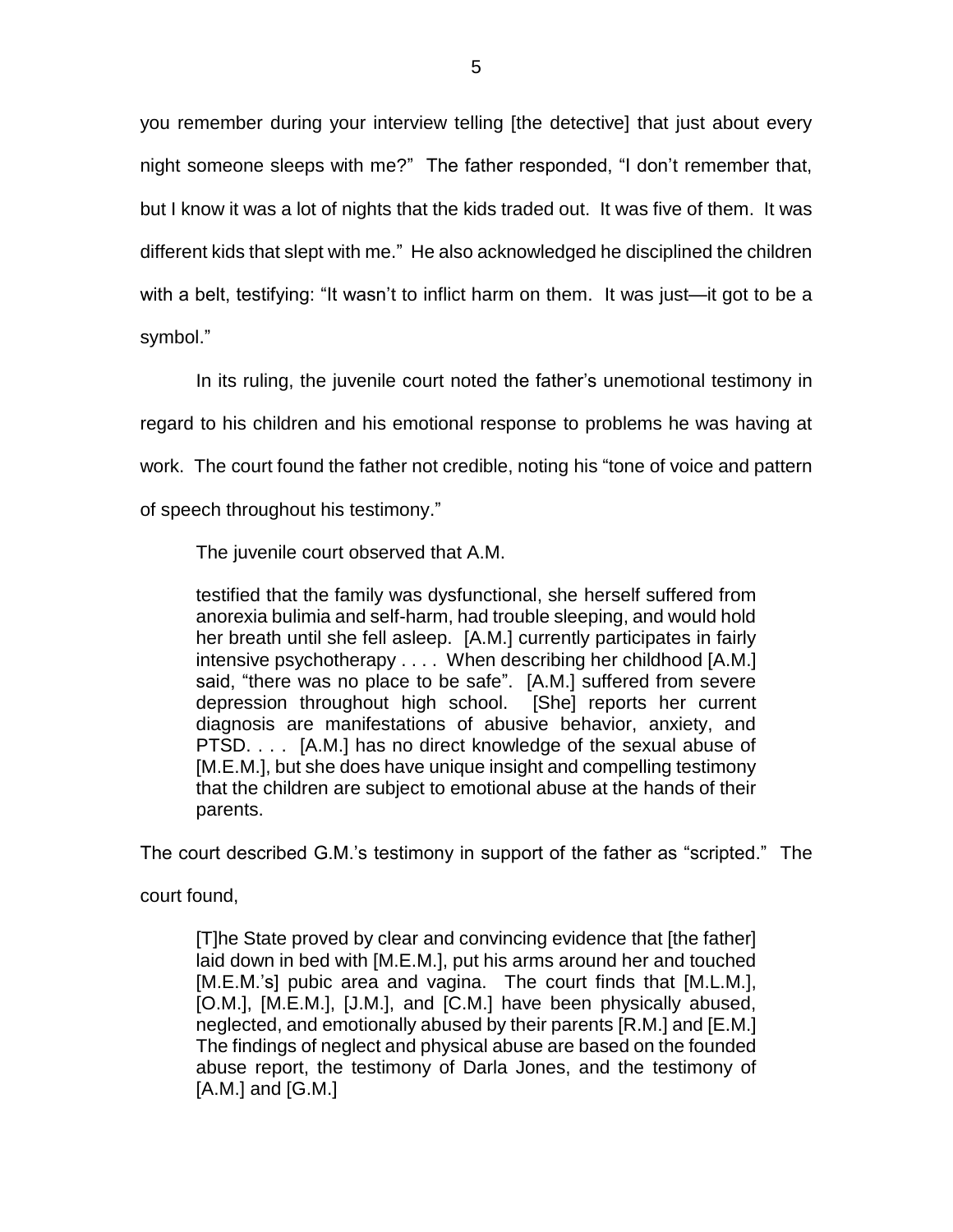you remember during your interview telling [the detective] that just about every night someone sleeps with me?" The father responded, "I don't remember that, but I know it was a lot of nights that the kids traded out. It was five of them. It was different kids that slept with me." He also acknowledged he disciplined the children with a belt, testifying: "It wasn't to inflict harm on them. It was just—it got to be a symbol."

In its ruling, the juvenile court noted the father's unemotional testimony in regard to his children and his emotional response to problems he was having at work. The court found the father not credible, noting his "tone of voice and pattern of speech throughout his testimony."

The juvenile court observed that A.M.

> testified that the family was dysfunctional, she herself suffered from anorexia bulimia and self-harm, had trouble sleeping, and would hold her breath until she fell asleep. [A.M.] currently participates in fairly intensive psychotherapy . . . . When describing her childhood [A.M.] said, "there was no place to be safe". [A.M.] suffered from severe depression throughout high school. [She] reports her current diagnosis are manifestations of abusive behavior, anxiety, and PTSD. . . . [A.M.] has no direct knowledge of the sexual abuse of [M.E.M.], but she does have unique insight and compelling testimony that the children are subject to emotional abuse at the hands of their parents.

The court described G.M.'s testimony in support of the father as "scripted." The court found,

> [T]he State proved by clear and convincing evidence that [the father] laid down in bed with [M.E.M.], put his arms around her and touched [M.E.M.'s] pubic area and vagina. The court finds that [M.L.M.], [O.M.], [M.E.M.], [J.M.], and [C.M.] have been physically abused, neglected, and emotionally abused by their parents [R.M.] and [E.M.] The findings of neglect and physical abuse are based on the founded abuse report, the testimony of Darla Jones, and the testimony of [A.M.] and [G.M.]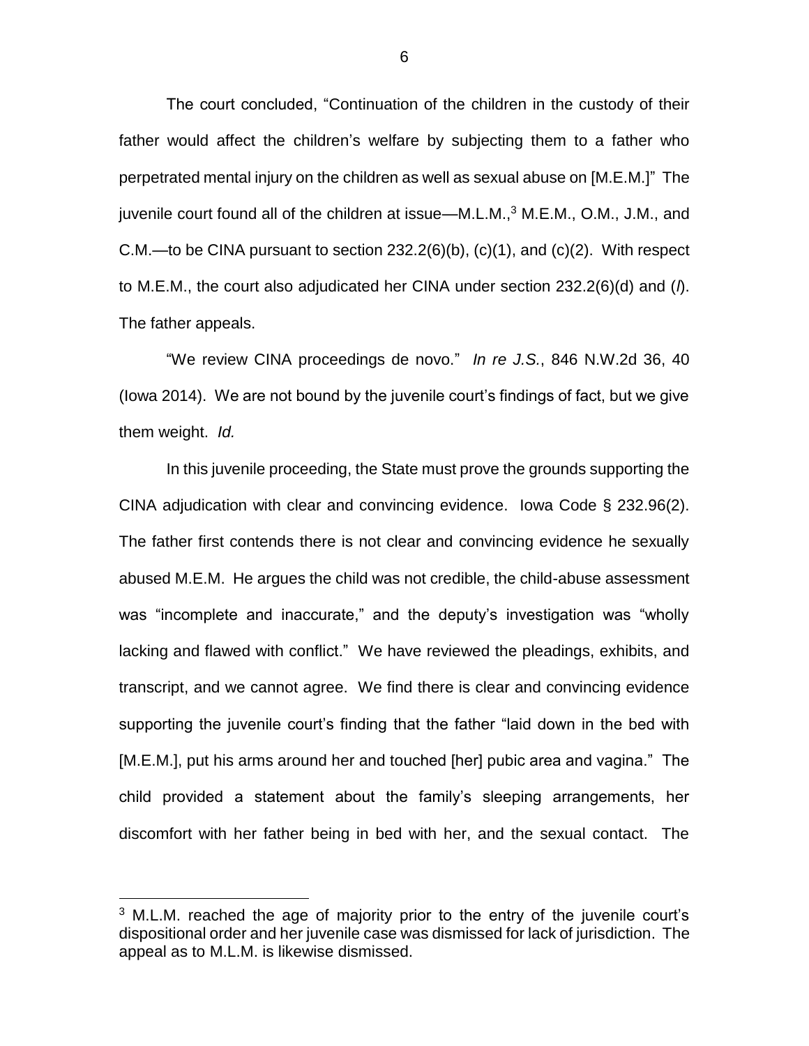The court concluded, "Continuation of the children in the custody of their father would affect the children's welfare by subjecting them to a father who perpetrated mental injury on the children as well as sexual abuse on [M.E.M.]" The juvenile court found all of the children at issue—M.L.M.,[3] M.E.M., O.M., J.M., and C.M.—to be CINA pursuant to section 232.2(6)(b), (c)(1), and (c)(2). With respect to M.E.M., the court also adjudicated her CINA under section 232.2(6)(d) and (*l*). The father appeals.

"We review CINA proceedings de novo." *In re J.S.*, 846 N.W.2d 36, 40 (Iowa 2014). We are not bound by the juvenile court's findings of fact, but we give them weight. *Id.*

In this juvenile proceeding, the State must prove the grounds supporting the CINA adjudication with clear and convincing evidence. Iowa Code § 232.96(2). The father first contends there is not clear and convincing evidence he sexually abused M.E.M. He argues the child was not credible, the child-abuse assessment was "incomplete and inaccurate," and the deputy's investigation was "wholly lacking and flawed with conflict." We have reviewed the pleadings, exhibits, and transcript, and we cannot agree. We find there is clear and convincing evidence supporting the juvenile court's finding that the father "laid down in the bed with [M.E.M.], put his arms around her and touched [her] pubic area and vagina." The child provided a statement about the family's sleeping arrangements, her discomfort with her father being in bed with her, and the sexual contact. The

[3] M.L.M. reached the age of majority prior to the entry of the juvenile court's dispositional order and her juvenile case was dismissed for lack of jurisdiction. The appeal as to M.L.M. is likewise dismissed.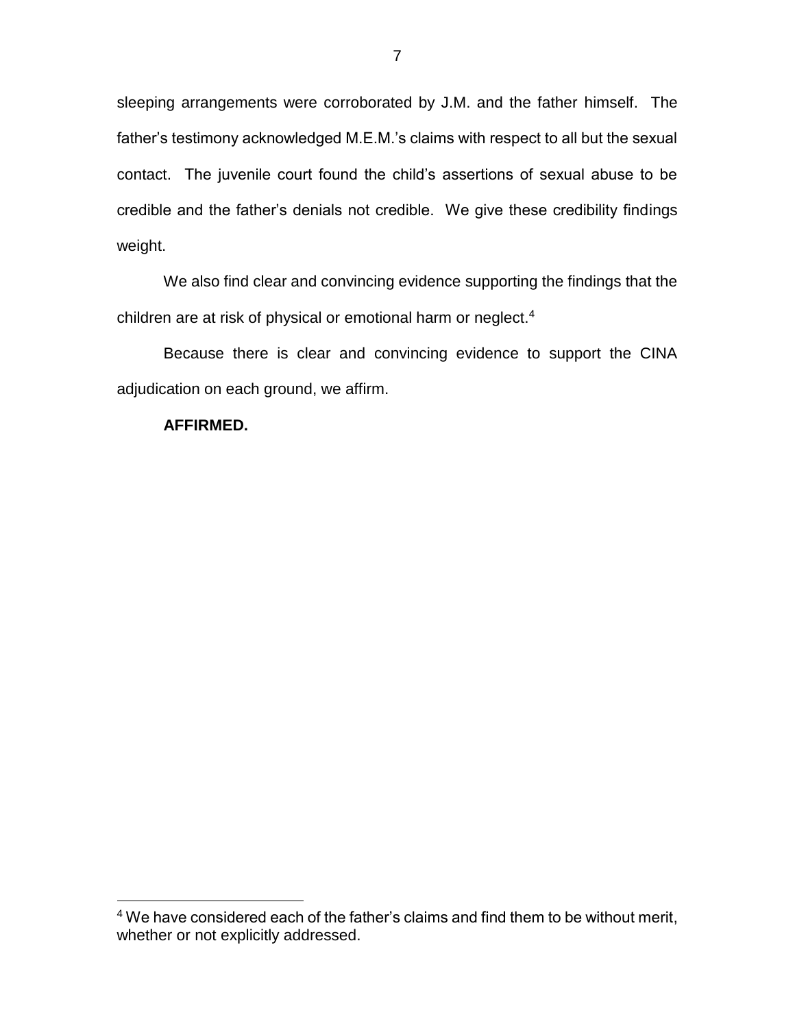sleeping arrangements were corroborated by J.M. and the father himself. The father's testimony acknowledged M.E.M.'s claims with respect to all but the sexual contact. The juvenile court found the child's assertions of sexual abuse to be credible and the father's denials not credible. We give these credibility findings weight.

We also find clear and convincing evidence supporting the findings that the children are at risk of physical or emotional harm or neglect.[4]

Because there is clear and convincing evidence to support the CINA adjudication on each ground, we affirm.

**AFFIRMED.**

[4] We have considered each of the father's claims and find them to be without merit, whether or not explicitly addressed.